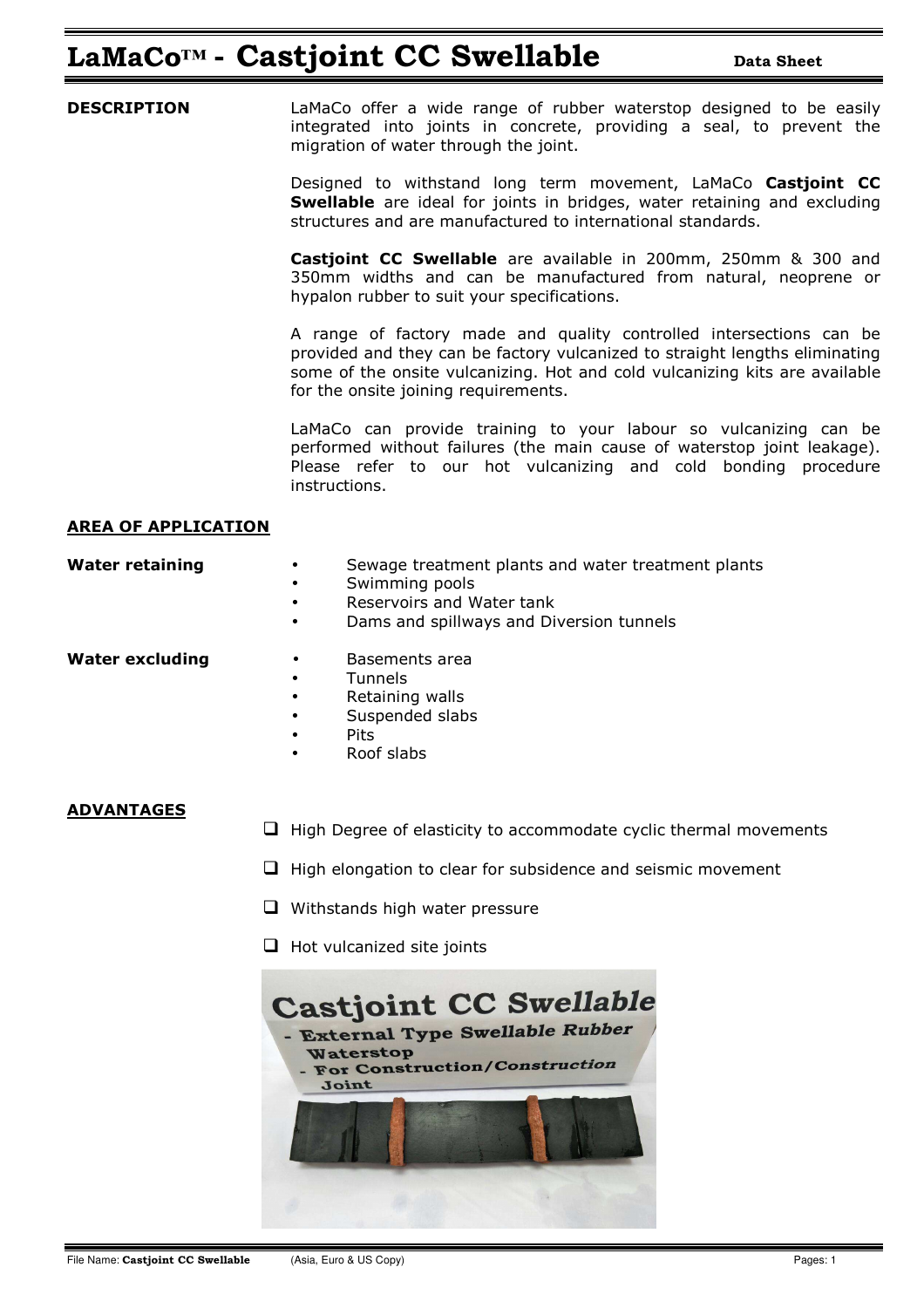# LaMaCo™ - Castjoint CC Swellable

**Data Sheet**

## DESCRIPTION

LaMaCo offer a wide range of rubber waterstop designed to be easily integrated into joints in concrete, providing a seal, to prevent the migration of water through the joint.

Designed to withstand long term movement, LaMaCo **Castjoint CC Swellable** are ideal for joints in bridges, water retaining and excluding structures and are manufactured to international standards.

**Castjoint CC Swellable** are available in 200mm, 250mm & 300 and 350mm widths and can be manufactured from natural, neoprene or hypalon rubber to suit your specifications.

A range of factory made and quality controlled intersections can be provided and they can be factory vulcanized to straight lengths eliminating some of the onsite vulcanizing. Hot and cold vulcanizing kits are available for the onsite joining requirements.

LaMaCo can provide training to your labour so vulcanizing can be performed without failures (the main cause of waterstop joint leakage). Please refer to our hot vulcanizing and cold bonding procedure instructions.

## AREA OF APPLICATION

**Water retaining**

- Sewage treatment plants and water treatment plants
- Swimming pools
- Reservoirs and Water tank
- Dams and spillways and Diversion tunnels

**Water excluding**

- Basements area
- Tunnels
- Retaining walls
- Suspended slabs
- Pits
- Roof slabs

## ADVANTAGES

- High Degree of elasticity to accommodate cyclic thermal movements
- High elongation to clear for subsidence and seismic movement
- Withstands high water pressure
- Hot vulcanized site joints

Castjoint CC Swellable
- External Type Swellable Rubber Waterstop
- For Construction/Construction Joint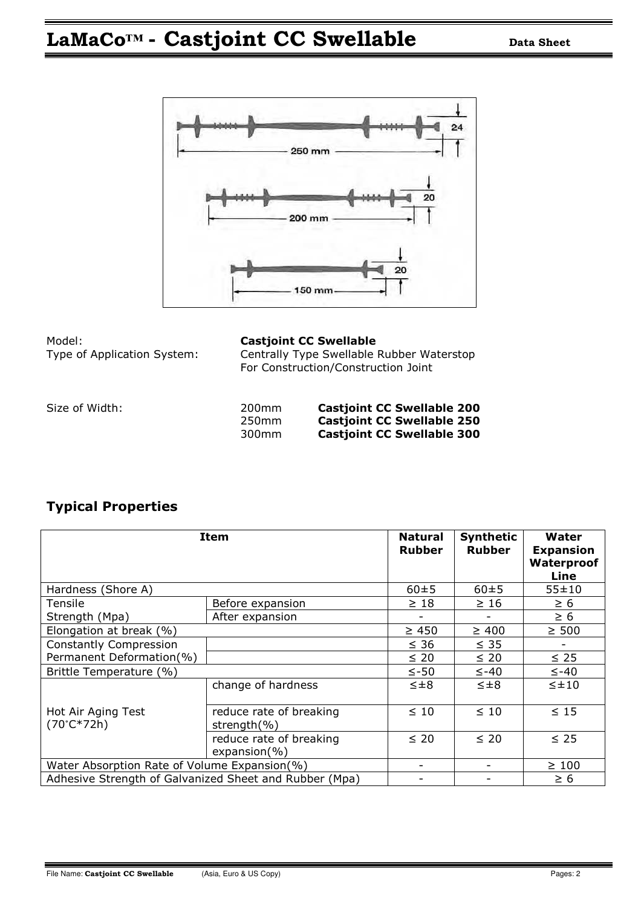# LaMaCo™ - Castjoint CC Swellable

**Data Sheet**

| | |
|---|---|
| Model: | **Castjoint CC Swellable** |
| Type of Application System: | Centrally Type Swellable Rubber Waterstop For Construction/Construction Joint |

| Size of Width: | | |
|---|---|---|
| | 200mm | **Castjoint CC Swellable 200** |
| | 250mm | **Castjoint CC Swellable 250** |
| | 300mm | **Castjoint CC Swellable 300** |

## Typical Properties

| Item | | Natural Rubber | Synthetic Rubber | Water Expansion Waterproof Line |
|---|---|---|---|---|
| Hardness (Shore A) | | 60±5 | 60±5 | 55±10 |
| Tensile Strength (Mpa) | Before expansion | ≥ 18 | ≥ 16 | ≥ 6 |
| | After expansion | - | - | ≥ 6 |
| Elongation at break (%) | | ≥ 450 | ≥ 400 | ≥ 500 |
| Constantly Compression Permanent Deformation(%) | | ≤ 36 | ≤ 35 | - |
| | | ≤ 20 | ≤ 20 | ≤ 25 |
| Brittle Temperature (%) | | ≤-50 | ≤-40 | ≤-40 |
| Hot Air Aging Test (70°C*72h) | change of hardness | ≤±8 | ≤±8 | ≤±10 |
| | reduce rate of breaking strength(%) | ≤ 10 | ≤ 10 | ≤ 15 |
| | reduce rate of breaking expansion(%) | ≤ 20 | ≤ 20 | ≤ 25 |
| Water Absorption Rate of Volume Expansion(%) | | - | - | ≥ 100 |
| Adhesive Strength of Galvanized Sheet and Rubber (Mpa) | | - | - | ≥ 6 |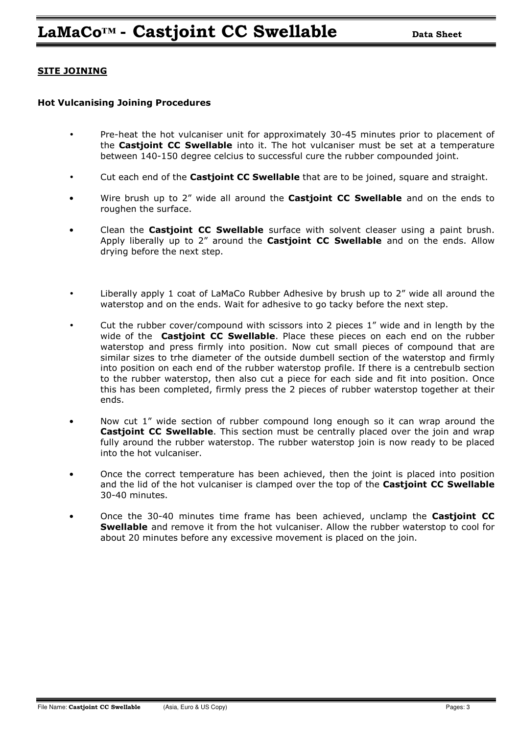## SITE JOINING

### Hot Vulcanising Joining Procedures

- Pre-heat the hot vulcaniser unit for approximately 30-45 minutes prior to placement of the **Castjoint CC Swellable** into it. The hot vulcaniser must be set at a temperature between 140-150 degree celcius to successful cure the rubber compounded joint.
- Cut each end of the **Castjoint CC Swellable** that are to be joined, square and straight.
- Wire brush up to 2" wide all around the **Castjoint CC Swellable** and on the ends to roughen the surface.
- Clean the **Castjoint CC Swellable** surface with solvent cleaser using a paint brush. Apply liberally up to 2" around the **Castjoint CC Swellable** and on the ends. Allow drying before the next step.
- Liberally apply 1 coat of LaMaCo Rubber Adhesive by brush up to 2" wide all around the waterstop and on the ends. Wait for adhesive to go tacky before the next step.
- Cut the rubber cover/compound with scissors into 2 pieces 1" wide and in length by the wide of the **Castjoint CC Swellable**. Place these pieces on each end on the rubber waterstop and press firmly into position. Now cut small pieces of compound that are similar sizes to trhe diameter of the outside dumbell section of the waterstop and firmly into position on each end of the rubber waterstop profile. If there is a centrebulb section to the rubber waterstop, then also cut a piece for each side and fit into position. Once this has been completed, firmly press the 2 pieces of rubber waterstop together at their ends.
- Now cut 1" wide section of rubber compound long enough so it can wrap around the **Castjoint CC Swellable**. This section must be centrally placed over the join and wrap fully around the rubber waterstop. The rubber waterstop join is now ready to be placed into the hot vulcaniser.
- Once the correct temperature has been achieved, then the joint is placed into position and the lid of the hot vulcaniser is clamped over the top of the **Castjoint CC Swellable** 30-40 minutes.
- Once the 30-40 minutes time frame has been achieved, unclamp the **Castjoint CC Swellable** and remove it from the hot vulcaniser. Allow the rubber waterstop to cool for about 20 minutes before any excessive movement is placed on the join.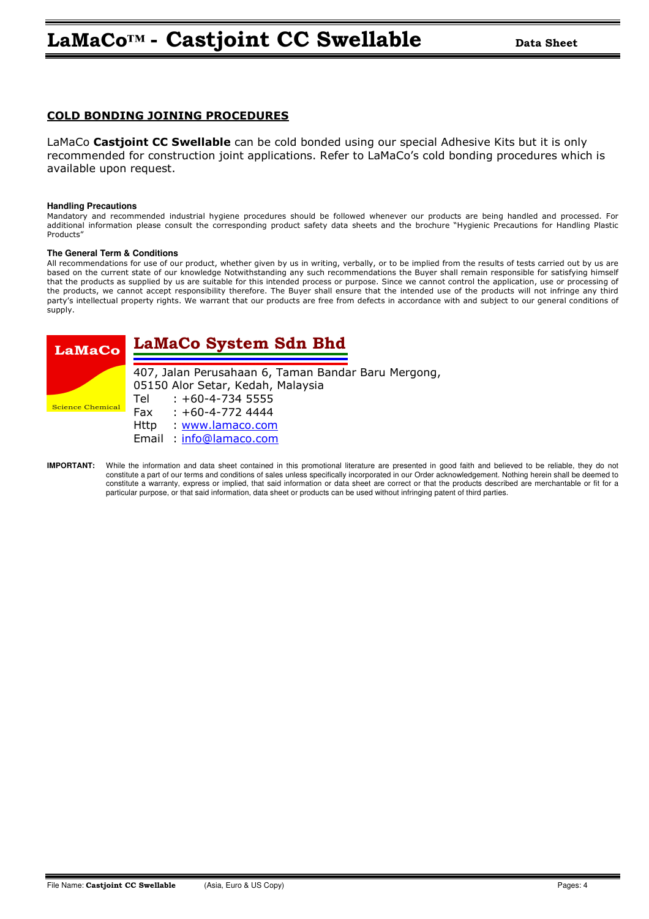## COLD BONDING JOINING PROCEDURES

LaMaCo **Castjoint CC Swellable** can be cold bonded using our special Adhesive Kits but it is only recommended for construction joint applications. Refer to LaMaCo's cold bonding procedures which is available upon request.

**Handling Precautions**

Mandatory and recommended industrial hygiene procedures should be followed whenever our products are being handled and processed. For additional information please consult the corresponding product safety data sheets and the brochure "Hygienic Precautions for Handling Plastic Products"

**The General Term & Conditions**

All recommendations for use of our product, whether given by us in writing, verbally, or to be implied from the results of tests carried out by us are based on the current state of our knowledge Notwithstanding any such recommendations the Buyer shall remain responsible for satisfying himself that the products as supplied by us are suitable for this intended process or purpose. Since we cannot control the application, use or processing of the products, we cannot accept responsibility therefore. The Buyer shall ensure that the intended use of the products will not infringe any third party's intellectual property rights. We warrant that our products are free from defects in accordance with and subject to our general conditions of supply.

LaMaCo

Science Chemical

## LaMaCo System Sdn Bhd

407, Jalan Perusahaan 6, Taman Bandar Baru Mergong,
05150 Alor Setar, Kedah, Malaysia
Tel : +60-4-734 5555
Fax : +60-4-772 4444
Http : www.lamaco.com
Email : info@lamaco.com

**IMPORTANT:** While the information and data sheet contained in this promotional literature are presented in good faith and believed to be reliable, they do not constitute a part of our terms and conditions of sales unless specifically incorporated in our Order acknowledgement. Nothing herein shall be deemed to constitute a warranty, express or implied, that said information or data sheet are correct or that the products described are merchantable or fit for a particular purpose, or that said information, data sheet or products can be used without infringing patent of third parties.